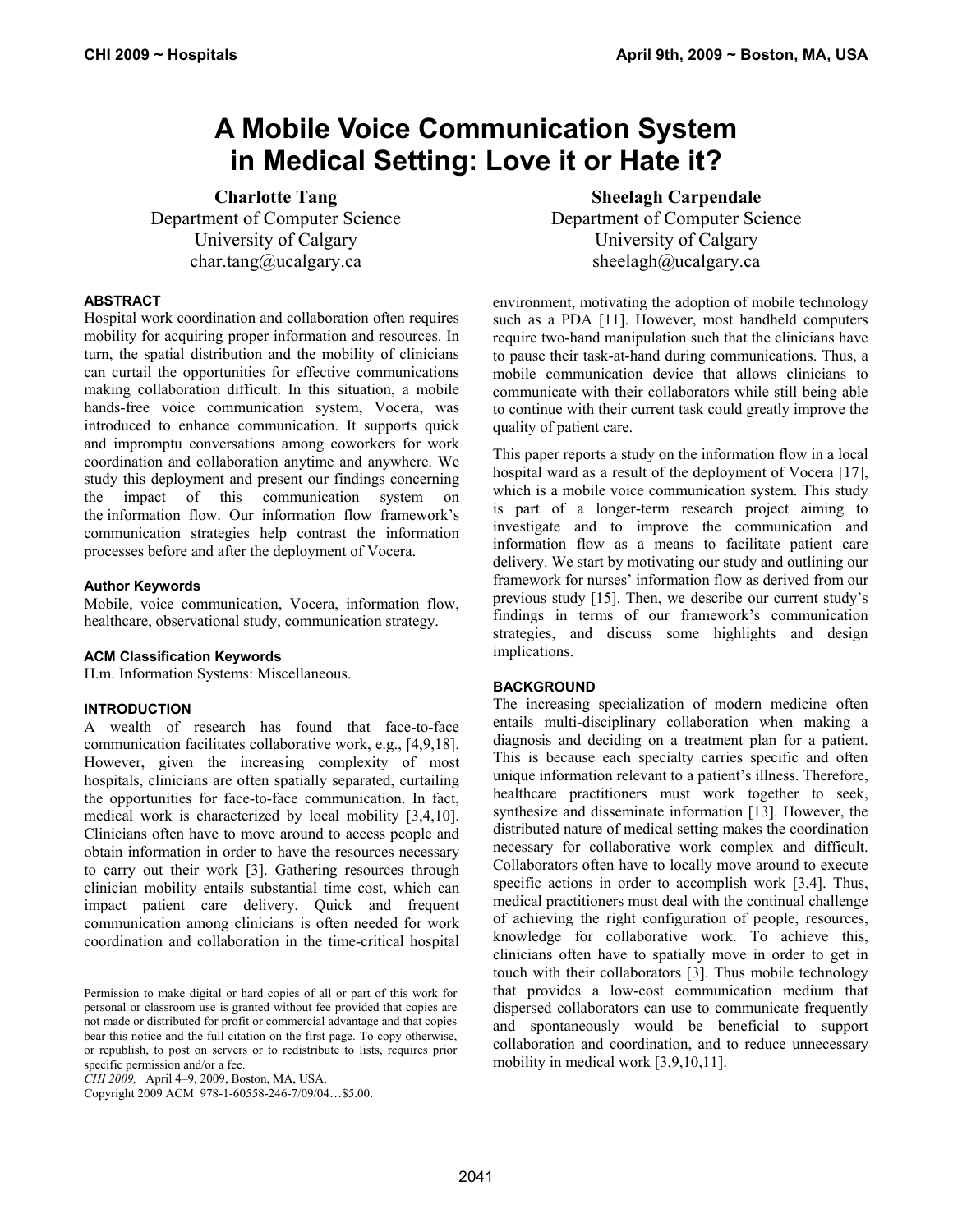# A Mobile Voice Communication System in Medical Setting: Love it or Hate it?

**Charlotte Tang**
Department of Computer Science
University of Calgary
char.tang@ucalgary.ca

**Sheelagh Carpendale**
Department of Computer Science
University of Calgary
sheelagh@ucalgary.ca

## ABSTRACT

Hospital work coordination and collaboration often requires mobility for acquiring proper information and resources. In turn, the spatial distribution and the mobility of clinicians can curtail the opportunities for effective communications making collaboration difficult. In this situation, a mobile hands-free voice communication system, Vocera, was introduced to enhance communication. It supports quick and impromptu conversations among coworkers for work coordination and collaboration anytime and anywhere. We study this deployment and present our findings concerning the impact of this communication system on the information flow. Our information flow framework's communication strategies help contrast the information processes before and after the deployment of Vocera.

### Author Keywords

Mobile, voice communication, Vocera, information flow, healthcare, observational study, communication strategy.

### ACM Classification Keywords

H.m. Information Systems: Miscellaneous.

## INTRODUCTION

A wealth of research has found that face-to-face communication facilitates collaborative work, e.g., [4,9,18]. However, given the increasing complexity of most hospitals, clinicians are often spatially separated, curtailing the opportunities for face-to-face communication. In fact, medical work is characterized by local mobility [3,4,10]. Clinicians often have to move around to access people and obtain information in order to have the resources necessary to carry out their work [3]. Gathering resources through clinician mobility entails substantial time cost, which can impact patient care delivery. Quick and frequent communication among clinicians is often needed for work coordination and collaboration in the time-critical hospital environment, motivating the adoption of mobile technology such as a PDA [11]. However, most handheld computers require two-hand manipulation such that the clinicians have to pause their task-at-hand during communications. Thus, a mobile communication device that allows clinicians to communicate with their collaborators while still being able to continue with their current task could greatly improve the quality of patient care.

This paper reports a study on the information flow in a local hospital ward as a result of the deployment of Vocera [17], which is a mobile voice communication system. This study is part of a longer-term research project aiming to investigate and to improve the communication and information flow as a means to facilitate patient care delivery. We start by motivating our study and outlining our framework for nurses' information flow as derived from our previous study [15]. Then, we describe our current study's findings in terms of our framework's communication strategies, and discuss some highlights and design implications.

## BACKGROUND

The increasing specialization of modern medicine often entails multi-disciplinary collaboration when making a diagnosis and deciding on a treatment plan for a patient. This is because each specialty carries specific and often unique information relevant to a patient's illness. Therefore, healthcare practitioners must work together to seek, synthesize and disseminate information [13]. However, the distributed nature of medical setting makes the coordination necessary for collaborative work complex and difficult. Collaborators often have to locally move around to execute specific actions in order to accomplish work [3,4]. Thus, medical practitioners must deal with the continual challenge of achieving the right configuration of people, resources, knowledge for collaborative work. To achieve this, clinicians often have to spatially move in order to get in touch with their collaborators [3]. Thus mobile technology that provides a low-cost communication medium that dispersed collaborators can use to communicate frequently and spontaneously would be beneficial to support collaboration and coordination, and to reduce unnecessary mobility in medical work [3,9,10,11].

Permission to make digital or hard copies of all or part of this work for personal or classroom use is granted without fee provided that copies are not made or distributed for profit or commercial advantage and that copies bear this notice and the full citation on the first page. To copy otherwise, or republish, to post on servers or to redistribute to lists, requires prior specific permission and/or a fee.
*CHI 2009,* April 4–9, 2009, Boston, MA, USA.
Copyright 2009 ACM 978-1-60558-246-7/09/04…$5.00.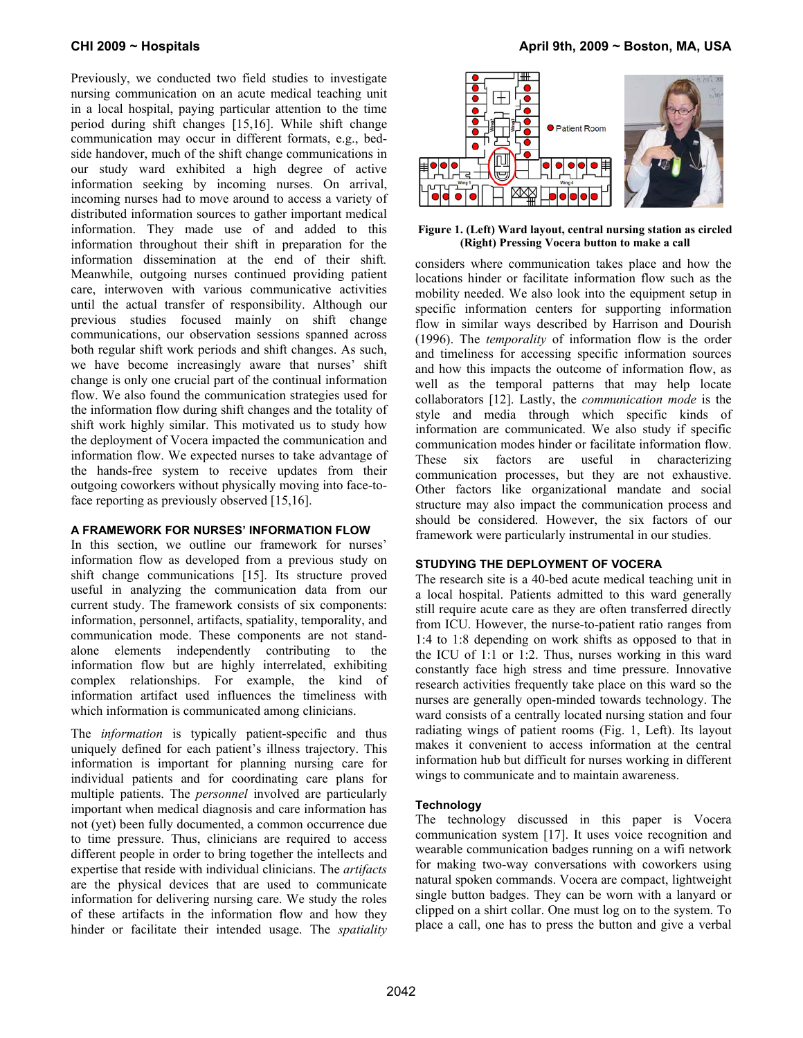Previously, we conducted two field studies to investigate nursing communication on an acute medical teaching unit in a local hospital, paying particular attention to the time period during shift changes [15,16]. While shift change communication may occur in different formats, e.g., bedside handover, much of the shift change communications in our study ward exhibited a high degree of active information seeking by incoming nurses. On arrival, incoming nurses had to move around to access a variety of distributed information sources to gather important medical information. They made use of and added to this information throughout their shift in preparation for the information dissemination at the end of their shift. Meanwhile, outgoing nurses continued providing patient care, interwoven with various communicative activities until the actual transfer of responsibility. Although our previous studies focused mainly on shift change communications, our observation sessions spanned across both regular shift work periods and shift changes. As such, we have become increasingly aware that nurses' shift change is only one crucial part of the continual information flow. We also found the communication strategies used for the information flow during shift changes and the totality of shift work highly similar. This motivated us to study how the deployment of Vocera impacted the communication and information flow. We expected nurses to take advantage of the hands-free system to receive updates from their outgoing coworkers without physically moving into face-to-face reporting as previously observed [15,16].

## A FRAMEWORK FOR NURSES' INFORMATION FLOW

In this section, we outline our framework for nurses' information flow as developed from a previous study on shift change communications [15]. Its structure proved useful in analyzing the communication data from our current study. The framework consists of six components: information, personnel, artifacts, spatiality, temporality, and communication mode. These components are not stand-alone elements independently contributing to the information flow but are highly interrelated, exhibiting complex relationships. For example, the kind of information artifact used influences the timeliness with which information is communicated among clinicians.

The *information* is typically patient-specific and thus uniquely defined for each patient's illness trajectory. This information is important for planning nursing care for individual patients and for coordinating care plans for multiple patients. The *personnel* involved are particularly important when medical diagnosis and care information has not (yet) been fully documented, a common occurrence due to time pressure. Thus, clinicians are required to access different people in order to bring together the intellects and expertise that reside with individual clinicians. The *artifacts* are the physical devices that are used to communicate information for delivering nursing care. We study the roles of these artifacts in the information flow and how they hinder or facilitate their intended usage. The *spatiality* considers where communication takes place and how the locations hinder or facilitate information flow such as the mobility needed. We also look into the equipment setup in specific information centers for supporting information flow in similar ways described by Harrison and Dourish (1996). The *temporality* of information flow is the order and timeliness for accessing specific information sources and how this impacts the outcome of information flow, as well as the temporal patterns that may help locate collaborators [12]. Lastly, the *communication mode* is the style and media through which specific kinds of information are communicated. We also study if specific communication modes hinder or facilitate information flow. These six factors are useful in characterizing communication processes, but they are not exhaustive. Other factors like organizational mandate and social structure may also impact the communication process and should be considered. However, the six factors of our framework were particularly instrumental in our studies.

**Figure 1. (Left) Ward layout, central nursing station as circled (Right) Pressing Vocera button to make a call**

## STUDYING THE DEPLOYMENT OF VOCERA

The research site is a 40-bed acute medical teaching unit in a local hospital. Patients admitted to this ward generally still require acute care as they are often transferred directly from ICU. However, the nurse-to-patient ratio ranges from 1:4 to 1:8 depending on work shifts as opposed to that in the ICU of 1:1 or 1:2. Thus, nurses working in this ward constantly face high stress and time pressure. Innovative research activities frequently take place on this ward so the nurses are generally open-minded towards technology. The ward consists of a centrally located nursing station and four radiating wings of patient rooms (Fig. 1, Left). Its layout makes it convenient to access information at the central information hub but difficult for nurses working in different wings to communicate and to maintain awareness.

### Technology

The technology discussed in this paper is Vocera communication system [17]. It uses voice recognition and wearable communication badges running on a wifi network for making two-way conversations with coworkers using natural spoken commands. Vocera are compact, lightweight single button badges. They can be worn with a lanyard or clipped on a shirt collar. One must log on to the system. To place a call, one has to press the button and give a verbal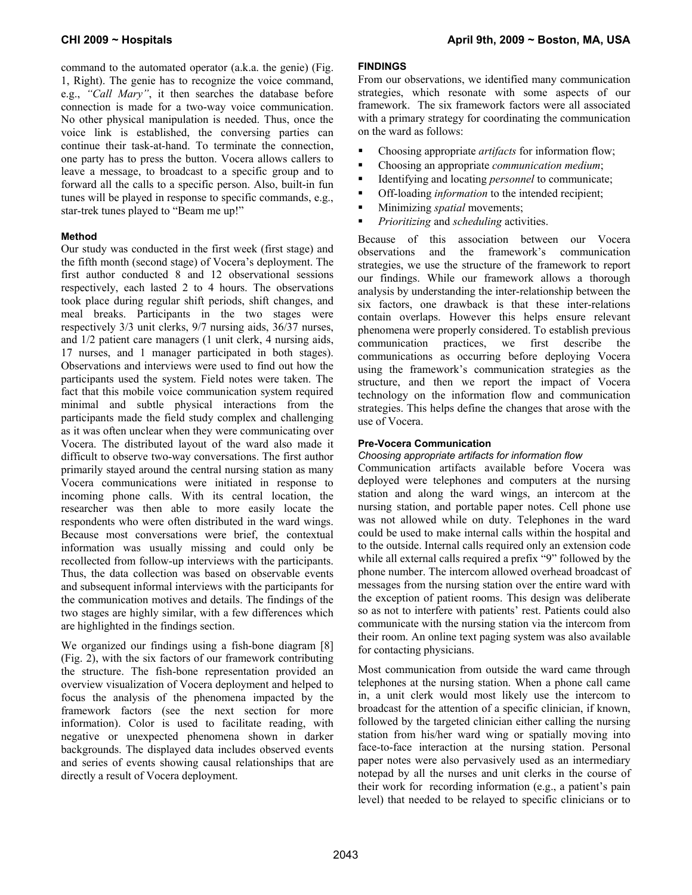command to the automated operator (a.k.a. the genie) (Fig. 1, Right). The genie has to recognize the voice command, e.g., *"Call Mary"*, it then searches the database before connection is made for a two-way voice communication. No other physical manipulation is needed. Thus, once the voice link is established, the conversing parties can continue their task-at-hand. To terminate the connection, one party has to press the button. Vocera allows callers to leave a message, to broadcast to a specific group and to forward all the calls to a specific person. Also, built-in fun tunes will be played in response to specific commands, e.g., star-trek tunes played to "Beam me up!"

#### Method

Our study was conducted in the first week (first stage) and the fifth month (second stage) of Vocera's deployment. The first author conducted 8 and 12 observational sessions respectively, each lasted 2 to 4 hours. The observations took place during regular shift periods, shift changes, and meal breaks. Participants in the two stages were respectively 3/3 unit clerks, 9/7 nursing aids, 36/37 nurses, and 1/2 patient care managers (1 unit clerk, 4 nursing aids, 17 nurses, and 1 manager participated in both stages). Observations and interviews were used to find out how the participants used the system. Field notes were taken. The fact that this mobile voice communication system required minimal and subtle physical interactions from the participants made the field study complex and challenging as it was often unclear when they were communicating over Vocera. The distributed layout of the ward also made it difficult to observe two-way conversations. The first author primarily stayed around the central nursing station as many Vocera communications were initiated in response to incoming phone calls. With its central location, the researcher was then able to more easily locate the respondents who were often distributed in the ward wings. Because most conversations were brief, the contextual information was usually missing and could only be recollected from follow-up interviews with the participants. Thus, the data collection was based on observable events and subsequent informal interviews with the participants for the communication motives and details. The findings of the two stages are highly similar, with a few differences which are highlighted in the findings section.

We organized our findings using a fish-bone diagram [8] (Fig. 2), with the six factors of our framework contributing the structure. The fish-bone representation provided an overview visualization of Vocera deployment and helped to focus the analysis of the phenomena impacted by the framework factors (see the next section for more information). Color is used to facilitate reading, with negative or unexpected phenomena shown in darker backgrounds. The displayed data includes observed events and series of events showing causal relationships that are directly a result of Vocera deployment.

#### FINDINGS

From our observations, we identified many communication strategies, which resonate with some aspects of our framework. The six framework factors were all associated with a primary strategy for coordinating the communication on the ward as follows:

- Choosing appropriate *artifacts* for information flow;
- Choosing an appropriate *communication medium*;
- Identifying and locating *personnel* to communicate;
- Off-loading *information* to the intended recipient;
- Minimizing *spatial* movements;
- *Prioritizing* and *scheduling* activities.

Because of this association between our Vocera observations and the framework's communication strategies, we use the structure of the framework to report our findings. While our framework allows a thorough analysis by understanding the inter-relationship between the six factors, one drawback is that these inter-relations contain overlaps. However this helps ensure relevant phenomena were properly considered. To establish previous communication practices, we first describe the communications as occurring before deploying Vocera using the framework's communication strategies as the structure, and then we report the impact of Vocera technology on the information flow and communication strategies. This helps define the changes that arose with the use of Vocera.

#### Pre-Vocera Communication

*Choosing appropriate artifacts for information flow*

Communication artifacts available before Vocera was deployed were telephones and computers at the nursing station and along the ward wings, an intercom at the nursing station, and portable paper notes. Cell phone use was not allowed while on duty. Telephones in the ward could be used to make internal calls within the hospital and to the outside. Internal calls required only an extension code while all external calls required a prefix "9" followed by the phone number. The intercom allowed overhead broadcast of messages from the nursing station over the entire ward with the exception of patient rooms. This design was deliberate so as not to interfere with patients' rest. Patients could also communicate with the nursing station via the intercom from their room. An online text paging system was also available for contacting physicians.

Most communication from outside the ward came through telephones at the nursing station. When a phone call came in, a unit clerk would most likely use the intercom to broadcast for the attention of a specific clinician, if known, followed by the targeted clinician either calling the nursing station from his/her ward wing or spatially moving into face-to-face interaction at the nursing station. Personal paper notes were also pervasively used as an intermediary notepad by all the nurses and unit clerks in the course of their work for recording information (e.g., a patient's pain level) that needed to be relayed to specific clinicians or to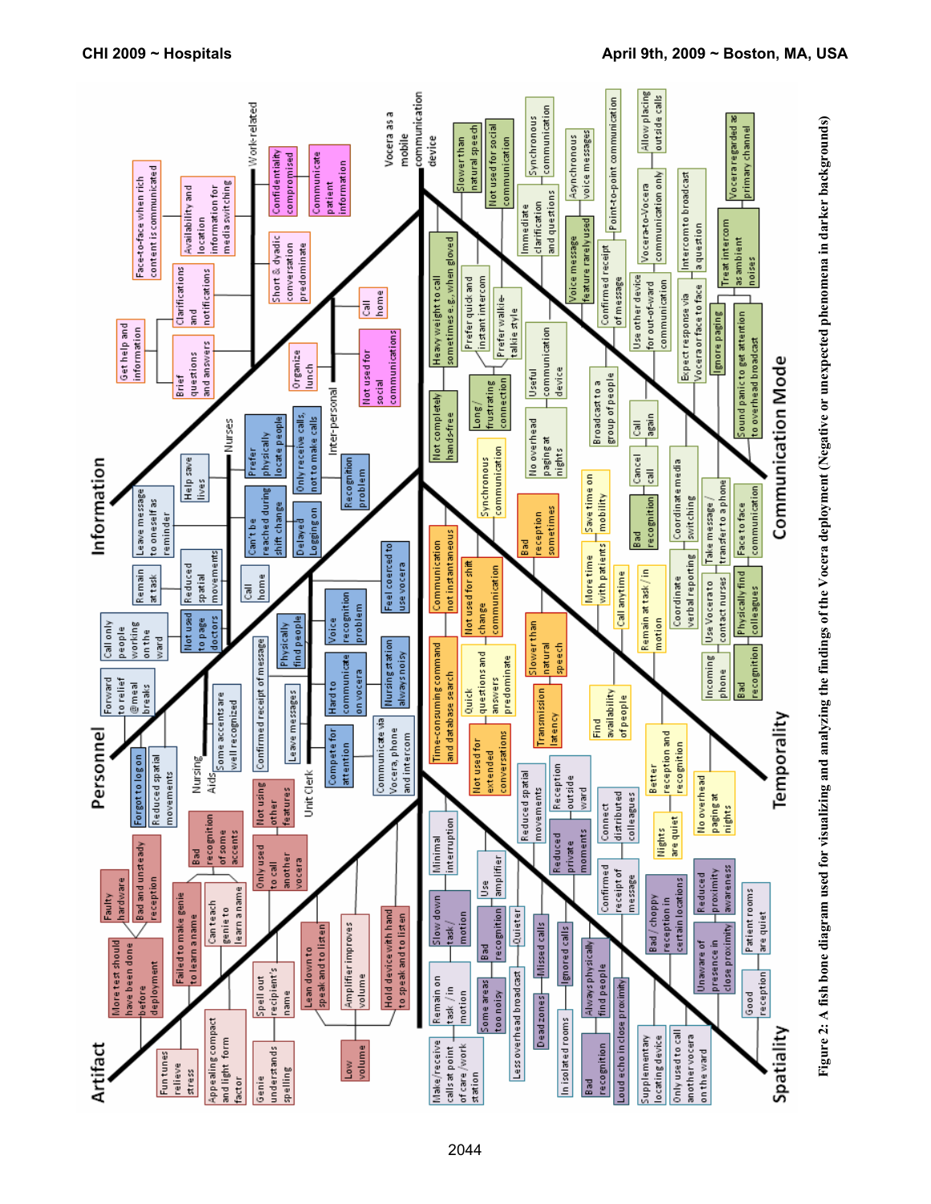Figure 2: A fish bone diagram used for visualizing and analyzing the findings of the Vocera deployment (Negative or unexpected phenomena in darker backgrounds)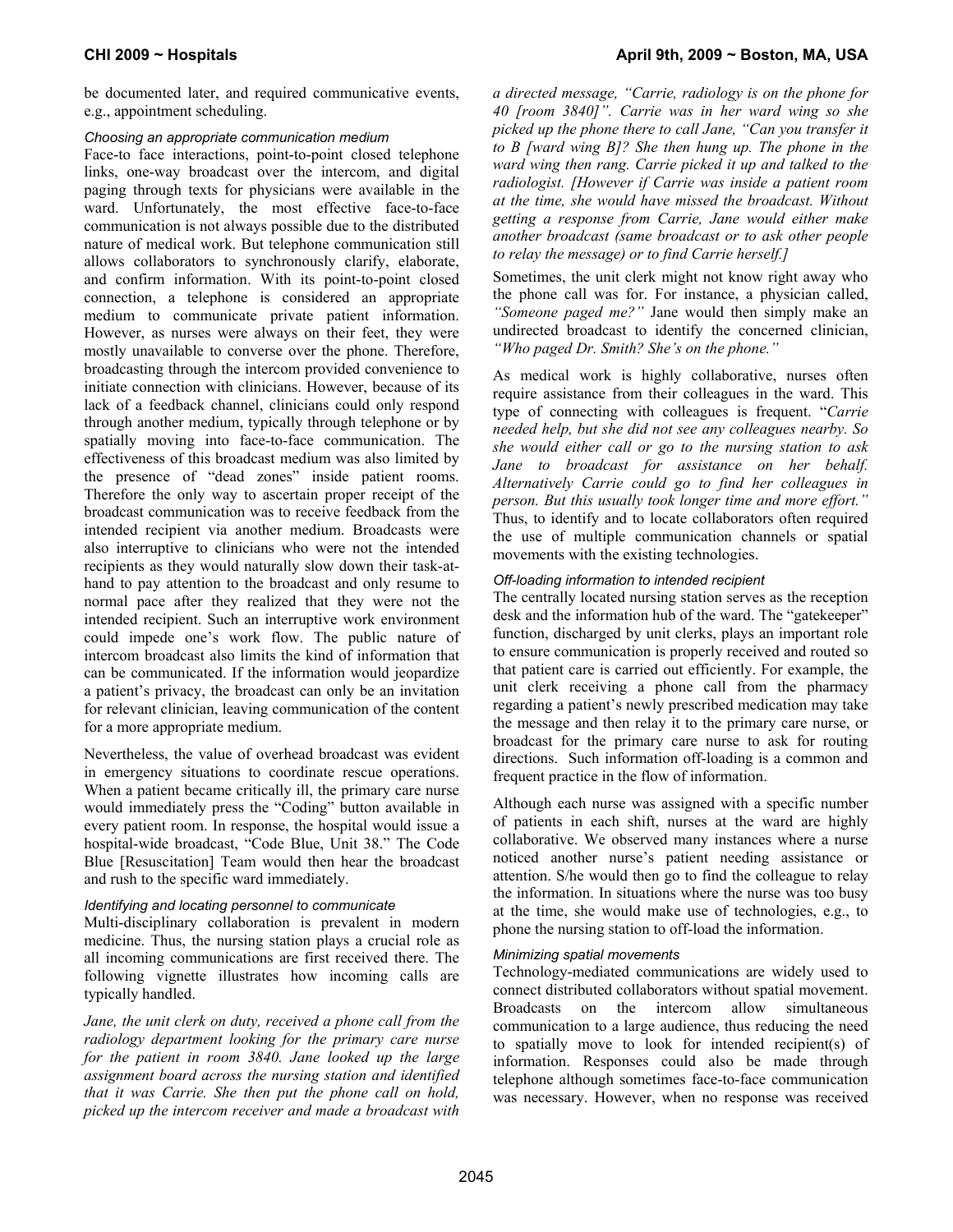be documented later, and required communicative events, e.g., appointment scheduling.

### *Choosing an appropriate communication medium*

Face-to face interactions, point-to-point closed telephone links, one-way broadcast over the intercom, and digital paging through texts for physicians were available in the ward. Unfortunately, the most effective face-to-face communication is not always possible due to the distributed nature of medical work. But telephone communication still allows collaborators to synchronously clarify, elaborate, and confirm information. With its point-to-point closed connection, a telephone is considered an appropriate medium to communicate private patient information. However, as nurses were always on their feet, they were mostly unavailable to converse over the phone. Therefore, broadcasting through the intercom provided convenience to initiate connection with clinicians. However, because of its lack of a feedback channel, clinicians could only respond through another medium, typically through telephone or by spatially moving into face-to-face communication. The effectiveness of this broadcast medium was also limited by the presence of "dead zones" inside patient rooms. Therefore the only way to ascertain proper receipt of the broadcast communication was to receive feedback from the intended recipient via another medium. Broadcasts were also interruptive to clinicians who were not the intended recipients as they would naturally slow down their task-at-hand to pay attention to the broadcast and only resume to normal pace after they realized that they were not the intended recipient. Such an interruptive work environment could impede one's work flow. The public nature of intercom broadcast also limits the kind of information that can be communicated. If the information would jeopardize a patient's privacy, the broadcast can only be an invitation for relevant clinician, leaving communication of the content for a more appropriate medium.

Nevertheless, the value of overhead broadcast was evident in emergency situations to coordinate rescue operations. When a patient became critically ill, the primary care nurse would immediately press the "Coding" button available in every patient room. In response, the hospital would issue a hospital-wide broadcast, "Code Blue, Unit 38." The Code Blue [Resuscitation] Team would then hear the broadcast and rush to the specific ward immediately.

### *Identifying and locating personnel to communicate*

Multi-disciplinary collaboration is prevalent in modern medicine. Thus, the nursing station plays a crucial role as all incoming communications are first received there. The following vignette illustrates how incoming calls are typically handled.

*Jane, the unit clerk on duty, received a phone call from the radiology department looking for the primary care nurse for the patient in room 3840. Jane looked up the large assignment board across the nursing station and identified that it was Carrie. She then put the phone call on hold, picked up the intercom receiver and made a broadcast with a directed message, "Carrie, radiology is on the phone for 40 [room 3840]". Carrie was in her ward wing so she picked up the phone there to call Jane, "Can you transfer it to B [ward wing B]? She then hung up. The phone in the ward wing then rang. Carrie picked it up and talked to the radiologist. [However if Carrie was inside a patient room at the time, she would have missed the broadcast. Without getting a response from Carrie, Jane would either make another broadcast (same broadcast or to ask other people to relay the message) or to find Carrie herself.]*

Sometimes, the unit clerk might not know right away who the phone call was for. For instance, a physician called, *"Someone paged me?"* Jane would then simply make an undirected broadcast to identify the concerned clinician, *"Who paged Dr. Smith? She's on the phone."*

As medical work is highly collaborative, nurses often require assistance from their colleagues in the ward. This type of connecting with colleagues is frequent. "*Carrie needed help, but she did not see any colleagues nearby. So she would either call or go to the nursing station to ask Jane to broadcast for assistance on her behalf. Alternatively Carrie could go to find her colleagues in person. But this usually took longer time and more effort."* Thus, to identify and to locate collaborators often required the use of multiple communication channels or spatial movements with the existing technologies.

### *Off-loading information to intended recipient*

The centrally located nursing station serves as the reception desk and the information hub of the ward. The "gatekeeper" function, discharged by unit clerks, plays an important role to ensure communication is properly received and routed so that patient care is carried out efficiently. For example, the unit clerk receiving a phone call from the pharmacy regarding a patient's newly prescribed medication may take the message and then relay it to the primary care nurse, or broadcast for the primary care nurse to ask for routing directions. Such information off-loading is a common and frequent practice in the flow of information.

Although each nurse was assigned with a specific number of patients in each shift, nurses at the ward are highly collaborative. We observed many instances where a nurse noticed another nurse's patient needing assistance or attention. S/he would then go to find the colleague to relay the information. In situations where the nurse was too busy at the time, she would make use of technologies, e.g., to phone the nursing station to off-load the information.

### *Minimizing spatial movements*

Technology-mediated communications are widely used to connect distributed collaborators without spatial movement. Broadcasts on the intercom allow simultaneous communication to a large audience, thus reducing the need to spatially move to look for intended recipient(s) of information. Responses could also be made through telephone although sometimes face-to-face communication was necessary. However, when no response was received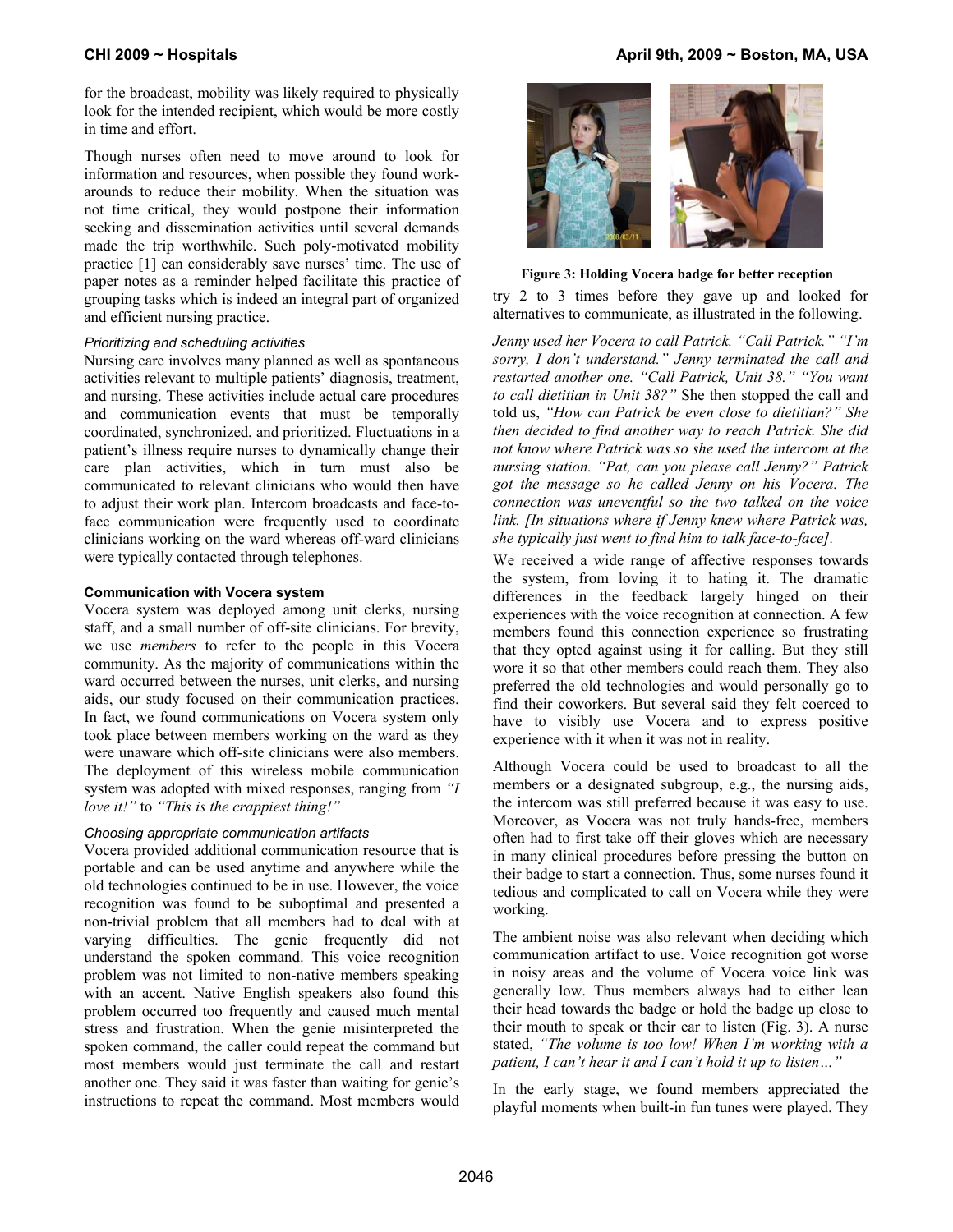for the broadcast, mobility was likely required to physically look for the intended recipient, which would be more costly in time and effort.

Though nurses often need to move around to look for information and resources, when possible they found work-arounds to reduce their mobility. When the situation was not time critical, they would postpone their information seeking and dissemination activities until several demands made the trip worthwhile. Such poly-motivated mobility practice [1] can considerably save nurses' time. The use of paper notes as a reminder helped facilitate this practice of grouping tasks which is indeed an integral part of organized and efficient nursing practice.

#### *Prioritizing and scheduling activities*

Nursing care involves many planned as well as spontaneous activities relevant to multiple patients' diagnosis, treatment, and nursing. These activities include actual care procedures and communication events that must be temporally coordinated, synchronized, and prioritized. Fluctuations in a patient's illness require nurses to dynamically change their care plan activities, which in turn must also be communicated to relevant clinicians who would then have to adjust their work plan. Intercom broadcasts and face-to-face communication were frequently used to coordinate clinicians working on the ward whereas off-ward clinicians were typically contacted through telephones.

### Communication with Vocera system

Vocera system was deployed among unit clerks, nursing staff, and a small number of off-site clinicians. For brevity, we use *members* to refer to the people in this Vocera community. As the majority of communications within the ward occurred between the nurses, unit clerks, and nursing aids, our study focused on their communication practices. In fact, we found communications on Vocera system only took place between members working on the ward as they were unaware which off-site clinicians were also members. The deployment of this wireless mobile communication system was adopted with mixed responses, ranging from *"I love it!"* to *"This is the crappiest thing!"*

#### *Choosing appropriate communication artifacts*

Vocera provided additional communication resource that is portable and can be used anytime and anywhere while the old technologies continued to be in use. However, the voice recognition was found to be suboptimal and presented a non-trivial problem that all members had to deal with at varying difficulties. The genie frequently did not understand the spoken command. This voice recognition problem was not limited to non-native members speaking with an accent. Native English speakers also found this problem occurred too frequently and caused much mental stress and frustration. When the genie misinterpreted the spoken command, the caller could repeat the command but most members would just terminate the call and restart another one. They said it was faster than waiting for genie's instructions to repeat the command. Most members would try 2 to 3 times before they gave up and looked for alternatives to communicate, as illustrated in the following.

**Figure 3: Holding Vocera badge for better reception**

*Jenny used her Vocera to call Patrick. "Call Patrick." "I'm sorry, I don't understand." Jenny terminated the call and restarted another one. "Call Patrick, Unit 38." "You want to call dietitian in Unit 38?" She then stopped the call and told us, "How can Patrick be even close to dietitian?" She then decided to find another way to reach Patrick. She did not know where Patrick was so she used the intercom at the nursing station. "Pat, can you please call Jenny?" Patrick got the message so he called Jenny on his Vocera. The connection was uneventful so the two talked on the voice link. [In situations where if Jenny knew where Patrick was, she typically just went to find him to talk face-to-face].*

We received a wide range of affective responses towards the system, from loving it to hating it. The dramatic differences in the feedback largely hinged on their experiences with the voice recognition at connection. A few members found this connection experience so frustrating that they opted against using it for calling. But they still wore it so that other members could reach them. They also preferred the old technologies and would personally go to find their coworkers. But several said they felt coerced to have to visibly use Vocera and to express positive experience with it when it was not in reality.

Although Vocera could be used to broadcast to all the members or a designated subgroup, e.g., the nursing aids, the intercom was still preferred because it was easy to use. Moreover, as Vocera was not truly hands-free, members often had to first take off their gloves which are necessary in many clinical procedures before pressing the button on their badge to start a connection. Thus, some nurses found it tedious and complicated to call on Vocera while they were working.

The ambient noise was also relevant when deciding which communication artifact to use. Voice recognition got worse in noisy areas and the volume of Vocera voice link was generally low. Thus members always had to either lean their head towards the badge or hold the badge up close to their mouth to speak or their ear to listen (Fig. 3). A nurse stated, *"The volume is too low! When I'm working with a patient, I can't hear it and I can't hold it up to listen…"*

In the early stage, we found members appreciated the playful moments when built-in fun tunes were played. They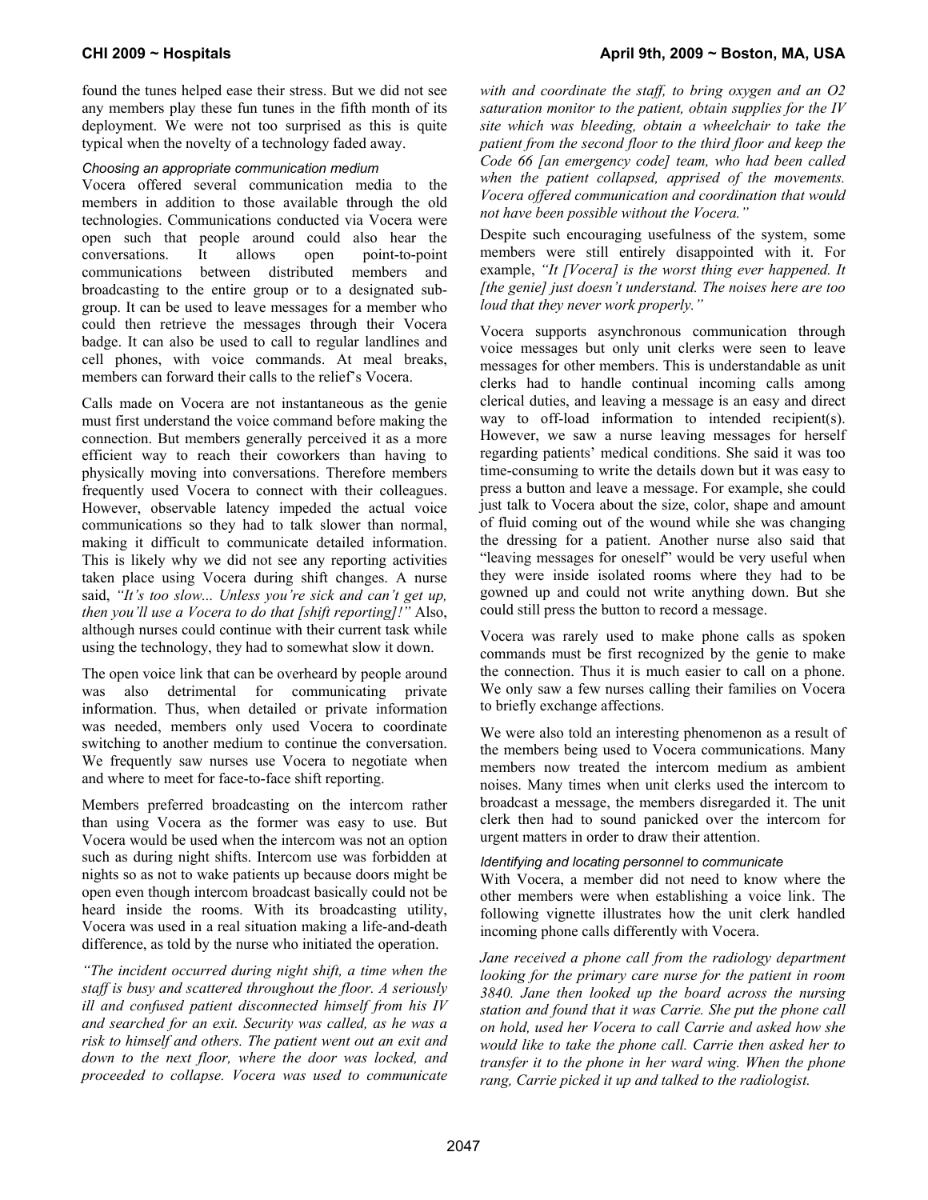found the tunes helped ease their stress. But we did not see any members play these fun tunes in the fifth month of its deployment. We were not too surprised as this is quite typical when the novelty of a technology faded away.

### *Choosing an appropriate communication medium*

Vocera offered several communication media to the members in addition to those available through the old technologies. Communications conducted via Vocera were open such that people around could also hear the conversations. It allows open point-to-point communications between distributed members and broadcasting to the entire group or to a designated sub-group. It can be used to leave messages for a member who could then retrieve the messages through their Vocera badge. It can also be used to call to regular landlines and cell phones, with voice commands. At meal breaks, members can forward their calls to the relief's Vocera.

Calls made on Vocera are not instantaneous as the genie must first understand the voice command before making the connection. But members generally perceived it as a more efficient way to reach their coworkers than having to physically moving into conversations. Therefore members frequently used Vocera to connect with their colleagues. However, observable latency impeded the actual voice communications so they had to talk slower than normal, making it difficult to communicate detailed information. This is likely why we did not see any reporting activities taken place using Vocera during shift changes. A nurse said, *"It's too slow... Unless you're sick and can't get up, then you'll use a Vocera to do that [shift reporting]!"* Also, although nurses could continue with their current task while using the technology, they had to somewhat slow it down.

The open voice link that can be overheard by people around was also detrimental for communicating private information. Thus, when detailed or private information was needed, members only used Vocera to coordinate switching to another medium to continue the conversation. We frequently saw nurses use Vocera to negotiate when and where to meet for face-to-face shift reporting.

Members preferred broadcasting on the intercom rather than using Vocera as the former was easy to use. But Vocera would be used when the intercom was not an option such as during night shifts. Intercom use was forbidden at nights so as not to wake patients up because doors might be open even though intercom broadcast basically could not be heard inside the rooms. With its broadcasting utility, Vocera was used in a real situation making a life-and-death difference, as told by the nurse who initiated the operation.

*"The incident occurred during night shift, a time when the staff is busy and scattered throughout the floor. A seriously ill and confused patient disconnected himself from his IV and searched for an exit. Security was called, as he was a risk to himself and others. The patient went out an exit and down to the next floor, where the door was locked, and proceeded to collapse. Vocera was used to communicate with and coordinate the staff, to bring oxygen and an O2 saturation monitor to the patient, obtain supplies for the IV site which was bleeding, obtain a wheelchair to take the patient from the second floor to the third floor and keep the Code 66 [an emergency code] team, who had been called when the patient collapsed, apprised of the movements. Vocera offered communication and coordination that would not have been possible without the Vocera."*

Despite such encouraging usefulness of the system, some members were still entirely disappointed with it. For example, *"It [Vocera] is the worst thing ever happened. It [the genie] just doesn't understand. The noises here are too loud that they never work properly."*

Vocera supports asynchronous communication through voice messages but only unit clerks were seen to leave messages for other members. This is understandable as unit clerks had to handle continual incoming calls among clerical duties, and leaving a message is an easy and direct way to off-load information to intended recipient(s). However, we saw a nurse leaving messages for herself regarding patients' medical conditions. She said it was too time-consuming to write the details down but it was easy to press a button and leave a message. For example, she could just talk to Vocera about the size, color, shape and amount of fluid coming out of the wound while she was changing the dressing for a patient. Another nurse also said that "leaving messages for oneself" would be very useful when they were inside isolated rooms where they had to be gowned up and could not write anything down. But she could still press the button to record a message.

Vocera was rarely used to make phone calls as spoken commands must be first recognized by the genie to make the connection. Thus it is much easier to call on a phone. We only saw a few nurses calling their families on Vocera to briefly exchange affections.

We were also told an interesting phenomenon as a result of the members being used to Vocera communications. Many members now treated the intercom medium as ambient noises. Many times when unit clerks used the intercom to broadcast a message, the members disregarded it. The unit clerk then had to sound panicked over the intercom for urgent matters in order to draw their attention.

### *Identifying and locating personnel to communicate*

With Vocera, a member did not need to know where the other members were when establishing a voice link. The following vignette illustrates how the unit clerk handled incoming phone calls differently with Vocera.

*Jane received a phone call from the radiology department looking for the primary care nurse for the patient in room 3840. Jane then looked up the board across the nursing station and found that it was Carrie. She put the phone call on hold, used her Vocera to call Carrie and asked how she would like to take the phone call. Carrie then asked her to transfer it to the phone in her ward wing. When the phone rang, Carrie picked it up and talked to the radiologist.*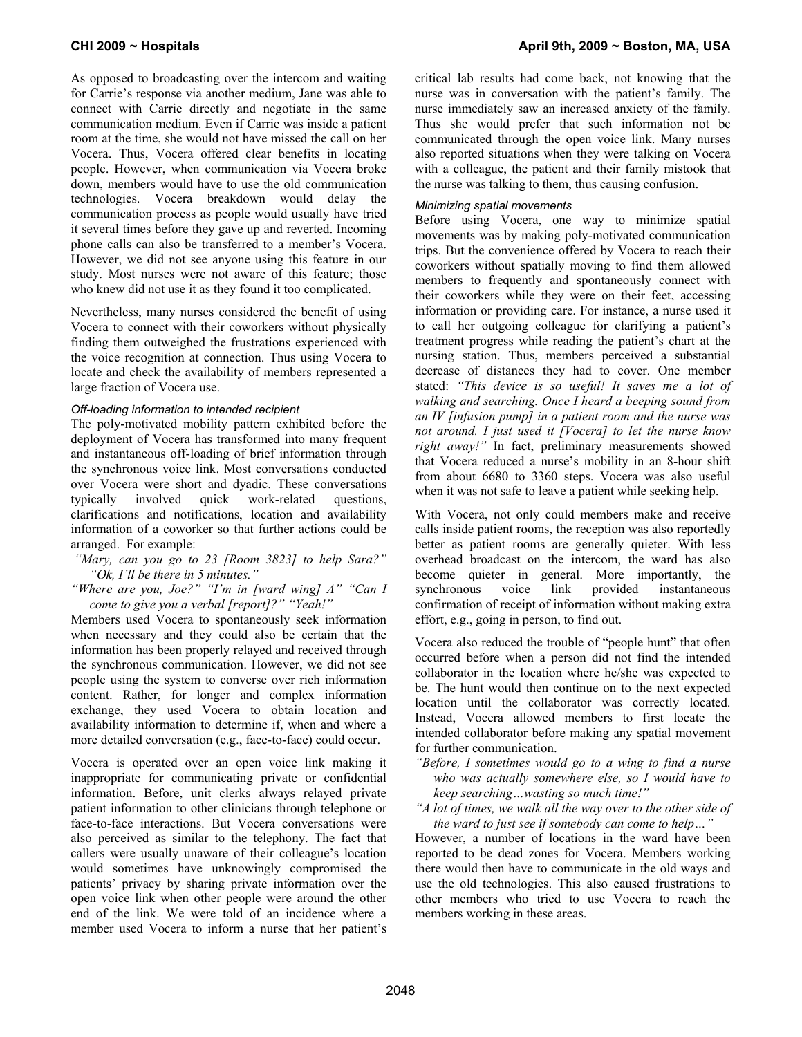As opposed to broadcasting over the intercom and waiting for Carrie's response via another medium, Jane was able to connect with Carrie directly and negotiate in the same communication medium. Even if Carrie was inside a patient room at the time, she would not have missed the call on her Vocera. Thus, Vocera offered clear benefits in locating people. However, when communication via Vocera broke down, members would have to use the old communication technologies. Vocera breakdown would delay the communication process as people would usually have tried it several times before they gave up and reverted. Incoming phone calls can also be transferred to a member's Vocera. However, we did not see anyone using this feature in our study. Most nurses were not aware of this feature; those who knew did not use it as they found it too complicated.

Nevertheless, many nurses considered the benefit of using Vocera to connect with their coworkers without physically finding them outweighed the frustrations experienced with the voice recognition at connection. Thus using Vocera to locate and check the availability of members represented a large fraction of Vocera use.

#### *Off-loading information to intended recipient*

The poly-motivated mobility pattern exhibited before the deployment of Vocera has transformed into many frequent and instantaneous off-loading of brief information through the synchronous voice link. Most conversations conducted over Vocera were short and dyadic. These conversations typically involved quick work-related questions, clarifications and notifications, location and availability information of a coworker so that further actions could be arranged. For example:

*"Mary, can you go to 23 [Room 3823] to help Sara?" "Ok, I'll be there in 5 minutes."*

*"Where are you, Joe?" "I'm in [ward wing] A" "Can I come to give you a verbal [report]?" "Yeah!"*

Members used Vocera to spontaneously seek information when necessary and they could also be certain that the information has been properly relayed and received through the synchronous communication. However, we did not see people using the system to converse over rich information content. Rather, for longer and complex information exchange, they used Vocera to obtain location and availability information to determine if, when and where a more detailed conversation (e.g., face-to-face) could occur.

Vocera is operated over an open voice link making it inappropriate for communicating private or confidential information. Before, unit clerks always relayed private patient information to other clinicians through telephone or face-to-face interactions. But Vocera conversations were also perceived as similar to the telephony. The fact that callers were usually unaware of their colleague's location would sometimes have unknowingly compromised the patients' privacy by sharing private information over the open voice link when other people were around the other end of the link. We were told of an incidence where a member used Vocera to inform a nurse that her patient's critical lab results had come back, not knowing that the nurse was in conversation with the patient's family. The nurse immediately saw an increased anxiety of the family. Thus she would prefer that such information not be communicated through the open voice link. Many nurses also reported situations when they were talking on Vocera with a colleague, the patient and their family mistook that the nurse was talking to them, thus causing confusion.

#### *Minimizing spatial movements*

Before using Vocera, one way to minimize spatial movements was by making poly-motivated communication trips. But the convenience offered by Vocera to reach their coworkers without spatially moving to find them allowed members to frequently and spontaneously connect with their coworkers while they were on their feet, accessing information or providing care. For instance, a nurse used it to call her outgoing colleague for clarifying a patient's treatment progress while reading the patient's chart at the nursing station. Thus, members perceived a substantial decrease of distances they had to cover. One member stated: *"This device is so useful! It saves me a lot of walking and searching. Once I heard a beeping sound from an IV [infusion pump] in a patient room and the nurse was not around. I just used it [Vocera] to let the nurse know right away!"* In fact, preliminary measurements showed that Vocera reduced a nurse's mobility in an 8-hour shift from about 6680 to 3360 steps. Vocera was also useful when it was not safe to leave a patient while seeking help.

With Vocera, not only could members make and receive calls inside patient rooms, the reception was also reportedly better as patient rooms are generally quieter. With less overhead broadcast on the intercom, the ward has also become quieter in general. More importantly, the synchronous voice link provided instantaneous confirmation of receipt of information without making extra effort, e.g., going in person, to find out.

Vocera also reduced the trouble of "people hunt" that often occurred before when a person did not find the intended collaborator in the location where he/she was expected to be. The hunt would then continue on to the next expected location until the collaborator was correctly located. Instead, Vocera allowed members to first locate the intended collaborator before making any spatial movement for further communication.

*"Before, I sometimes would go to a wing to find a nurse who was actually somewhere else, so I would have to keep searching…wasting so much time!"*

*"A lot of times, we walk all the way over to the other side of the ward to just see if somebody can come to help…"*

However, a number of locations in the ward have been reported to be dead zones for Vocera. Members working there would then have to communicate in the old ways and use the old technologies. This also caused frustrations to other members who tried to use Vocera to reach the members working in these areas.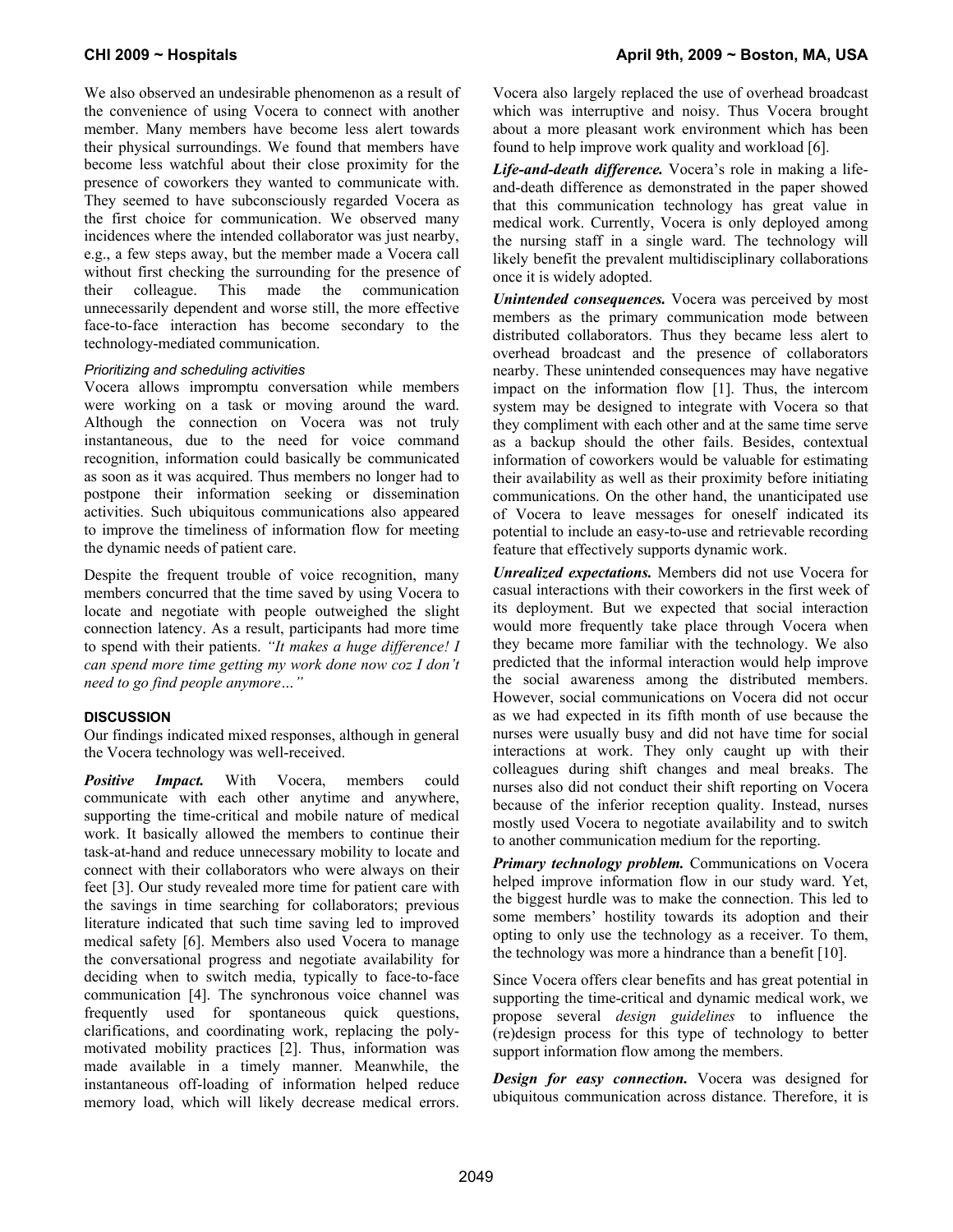We also observed an undesirable phenomenon as a result of the convenience of using Vocera to connect with another member. Many members have become less alert towards their physical surroundings. We found that members have become less watchful about their close proximity for the presence of coworkers they wanted to communicate with. They seemed to have subconsciously regarded Vocera as the first choice for communication. We observed many incidences where the intended collaborator was just nearby, e.g., a few steps away, but the member made a Vocera call without first checking the surrounding for the presence of their colleague. This made the communication unnecessarily dependent and worse still, the more effective face-to-face interaction has become secondary to the technology-mediated communication.

#### *Prioritizing and scheduling activities*

Vocera allows impromptu conversation while members were working on a task or moving around the ward. Although the connection on Vocera was not truly instantaneous, due to the need for voice command recognition, information could basically be communicated as soon as it was acquired. Thus members no longer had to postpone their information seeking or dissemination activities. Such ubiquitous communications also appeared to improve the timeliness of information flow for meeting the dynamic needs of patient care.

Despite the frequent trouble of voice recognition, many members concurred that the time saved by using Vocera to locate and negotiate with people outweighed the slight connection latency. As a result, participants had more time to spend with their patients. *"It makes a huge difference! I can spend more time getting my work done now coz I don't need to go find people anymore…"*

### DISCUSSION

Our findings indicated mixed responses, although in general the Vocera technology was well-received.

***Positive Impact.*** With Vocera, members could communicate with each other anytime and anywhere, supporting the time-critical and mobile nature of medical work. It basically allowed the members to continue their task-at-hand and reduce unnecessary mobility to locate and connect with their collaborators who were always on their feet [3]. Our study revealed more time for patient care with the savings in time searching for collaborators; previous literature indicated that such time saving led to improved medical safety [6]. Members also used Vocera to manage the conversational progress and negotiate availability for deciding when to switch media, typically to face-to-face communication [4]. The synchronous voice channel was frequently used for spontaneous quick questions, clarifications, and coordinating work, replacing the poly-motivated mobility practices [2]. Thus, information was made available in a timely manner. Meanwhile, the instantaneous off-loading of information helped reduce memory load, which will likely decrease medical errors. Vocera also largely replaced the use of overhead broadcast which was interruptive and noisy. Thus Vocera brought about a more pleasant work environment which has been found to help improve work quality and workload [6].

***Life-and-death difference.*** Vocera's role in making a life-and-death difference as demonstrated in the paper showed that this communication technology has great value in medical work. Currently, Vocera is only deployed among the nursing staff in a single ward. The technology will likely benefit the prevalent multidisciplinary collaborations once it is widely adopted.

***Unintended consequences.*** Vocera was perceived by most members as the primary communication mode between distributed collaborators. Thus they became less alert to overhead broadcast and the presence of collaborators nearby. These unintended consequences may have negative impact on the information flow [1]. Thus, the intercom system may be designed to integrate with Vocera so that they compliment with each other and at the same time serve as a backup should the other fails. Besides, contextual information of coworkers would be valuable for estimating their availability as well as their proximity before initiating communications. On the other hand, the unanticipated use of Vocera to leave messages for oneself indicated its potential to include an easy-to-use and retrievable recording feature that effectively supports dynamic work.

***Unrealized expectations.*** Members did not use Vocera for casual interactions with their coworkers in the first week of its deployment. But we expected that social interaction would more frequently take place through Vocera when they became more familiar with the technology. We also predicted that the informal interaction would help improve the social awareness among the distributed members. However, social communications on Vocera did not occur as we had expected in its fifth month of use because the nurses were usually busy and did not have time for social interactions at work. They only caught up with their colleagues during shift changes and meal breaks. The nurses also did not conduct their shift reporting on Vocera because of the inferior reception quality. Instead, nurses mostly used Vocera to negotiate availability and to switch to another communication medium for the reporting.

***Primary technology problem.*** Communications on Vocera helped improve information flow in our study ward. Yet, the biggest hurdle was to make the connection. This led to some members' hostility towards its adoption and their opting to only use the technology as a receiver. To them, the technology was more a hindrance than a benefit [10].

Since Vocera offers clear benefits and has great potential in supporting the time-critical and dynamic medical work, we propose several *design guidelines* to influence the (re)design process for this type of technology to better support information flow among the members.

***Design for easy connection.*** Vocera was designed for ubiquitous communication across distance. Therefore, it is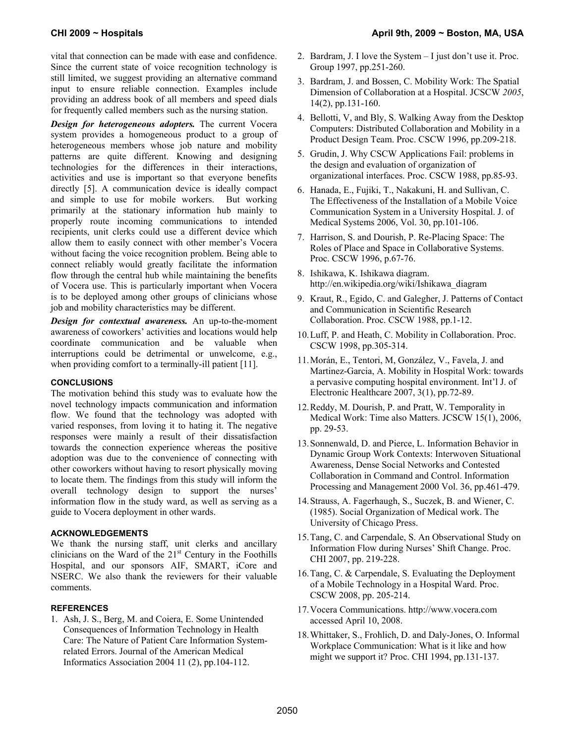vital that connection can be made with ease and confidence. Since the current state of voice recognition technology is still limited, we suggest providing an alternative command input to ensure reliable connection. Examples include providing an address book of all members and speed dials for frequently called members such as the nursing station.

***Design for heterogeneous adopters.*** The current Vocera system provides a homogeneous product to a group of heterogeneous members whose job nature and mobility patterns are quite different. Knowing and designing technologies for the differences in their interactions, activities and use is important so that everyone benefits directly [5]. A communication device is ideally compact and simple to use for mobile workers. But working primarily at the stationary information hub mainly to properly route incoming communications to intended recipients, unit clerks could use a different device which allow them to easily connect with other member's Vocera without facing the voice recognition problem. Being able to connect reliably would greatly facilitate the information flow through the central hub while maintaining the benefits of Vocera use. This is particularly important when Vocera is to be deployed among other groups of clinicians whose job and mobility characteristics may be different.

***Design for contextual awareness.*** An up-to-the-moment awareness of coworkers' activities and locations would help coordinate communication and be valuable when interruptions could be detrimental or unwelcome, e.g., when providing comfort to a terminally-ill patient [11].

## CONCLUSIONS

The motivation behind this study was to evaluate how the novel technology impacts communication and information flow. We found that the technology was adopted with varied responses, from loving it to hating it. The negative responses were mainly a result of their dissatisfaction towards the connection experience whereas the positive adoption was due to the convenience of connecting with other coworkers without having to resort physically moving to locate them. The findings from this study will inform the overall technology design to support the nurses' information flow in the study ward, as well as serving as a guide to Vocera deployment in other wards.

## ACKNOWLEDGEMENTS

We thank the nursing staff, unit clerks and ancillary clinicians on the Ward of the 21st Century in the Foothills Hospital, and our sponsors AIF, SMART, iCore and NSERC. We also thank the reviewers for their valuable comments.

## REFERENCES

1. Ash, J. S., Berg, M. and Coiera, E. Some Unintended Consequences of Information Technology in Health Care: The Nature of Patient Care Information System-related Errors. Journal of the American Medical Informatics Association 2004 11 (2), pp.104-112.
2. Bardram, J. I love the System – I just don't use it. Proc. Group 1997, pp.251-260.
3. Bardram, J. and Bossen, C. Mobility Work: The Spatial Dimension of Collaboration at a Hospital. JCSCW *2005*, 14(2), pp.131-160.
4. Bellotti, V, and Bly, S. Walking Away from the Desktop Computers: Distributed Collaboration and Mobility in a Product Design Team. Proc. CSCW 1996, pp.209-218.
5. Grudin, J. Why CSCW Applications Fail: problems in the design and evaluation of organization of organizational interfaces. Proc. CSCW 1988, pp.85-93.
6. Hanada, E., Fujiki, T., Nakakuni, H. and Sullivan, C. The Effectiveness of the Installation of a Mobile Voice Communication System in a University Hospital. J. of Medical Systems 2006, Vol. 30, pp.101-106.
7. Harrison, S. and Dourish, P. Re-Placing Space: The Roles of Place and Space in Collaborative Systems. Proc. CSCW 1996, p.67-76.
8. Ishikawa, K. Ishikawa diagram. http://en.wikipedia.org/wiki/Ishikawa_diagram
9. Kraut, R., Egido, C. and Galegher, J. Patterns of Contact and Communication in Scientific Research Collaboration. Proc. CSCW 1988, pp.1-12.
10. Luff, P. and Heath, C. Mobility in Collaboration. Proc. CSCW 1998, pp.305-314.
11. Morán, E., Tentori, M, González, V., Favela, J. and Martinez-Garcia, A. Mobility in Hospital Work: towards a pervasive computing hospital environment. Int'l J. of Electronic Healthcare 2007, 3(1), pp.72-89.
12. Reddy, M. Dourish, P. and Pratt, W. Temporality in Medical Work: Time also Matters. JCSCW 15(1), 2006, pp. 29-53.
13. Sonnenwald, D. and Pierce, L. Information Behavior in Dynamic Group Work Contexts: Interwoven Situational Awareness, Dense Social Networks and Contested Collaboration in Command and Control. Information Processing and Management 2000 Vol. 36, pp.461-479.
14. Strauss, A. Fagerhaugh, S., Suczek, B. and Wiener, C. (1985). Social Organization of Medical work. The University of Chicago Press.
15. Tang, C. and Carpendale, S. An Observational Study on Information Flow during Nurses' Shift Change. Proc. CHI 2007, pp. 219-228.
16. Tang, C. & Carpendale, S. Evaluating the Deployment of a Mobile Technology in a Hospital Ward. Proc. CSCW 2008, pp. 205-214.
17. Vocera Communications. http://www.vocera.com accessed April 10, 2008.
18. Whittaker, S., Frohlich, D. and Daly-Jones, O. Informal Workplace Communication: What is it like and how might we support it? Proc. CHI 1994, pp.131-137.